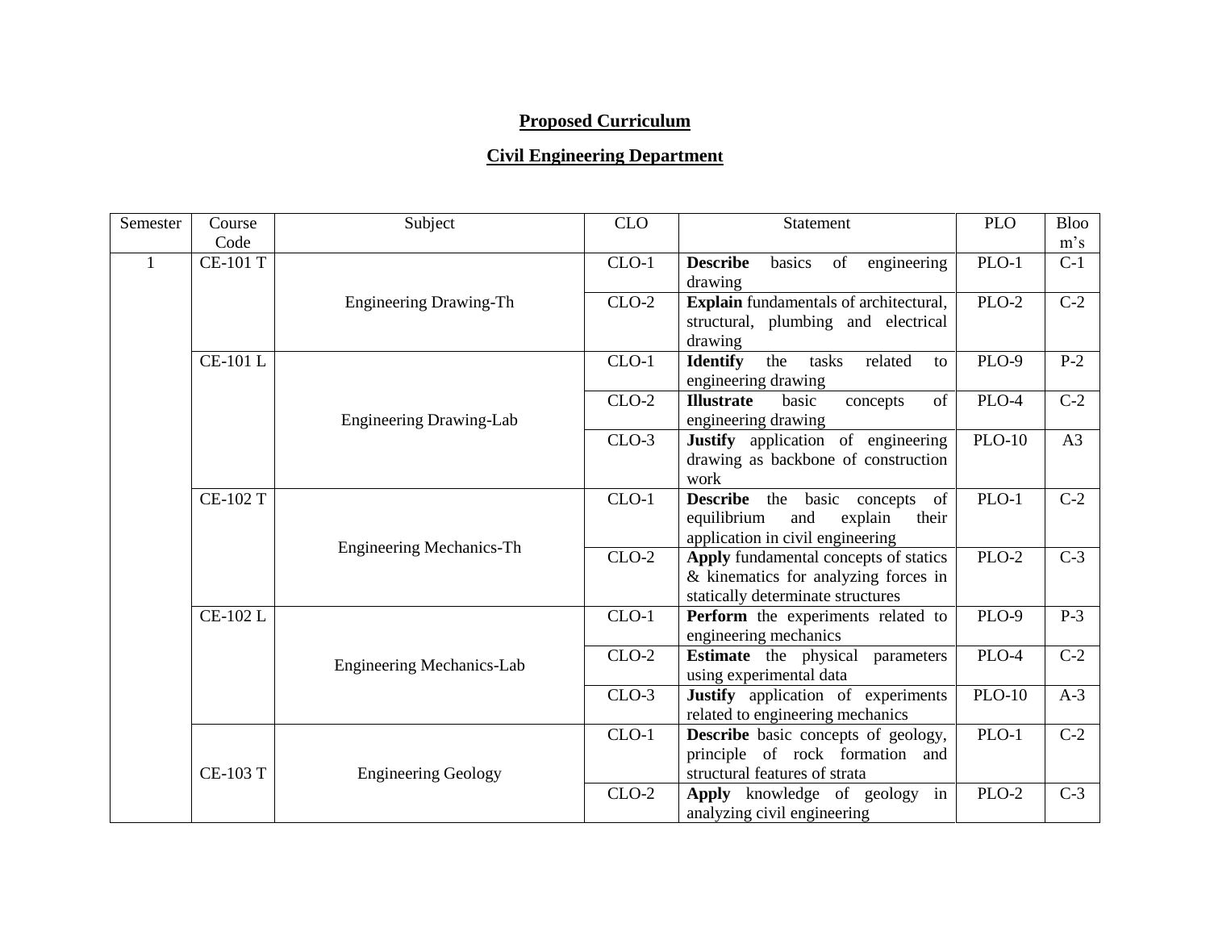# Proposed Curriculum

## Civil Engineering Department

| Semester | Course Code | Subject | CLO | Statement | PLO | Bloom's |
|---|---|---|---|---|---|---|
| 1 | CE-101 T | Engineering Drawing-Th | CLO-1 | **Describe** basics of engineering drawing | PLO-1 | C-1 |
| | | | CLO-2 | **Explain** fundamentals of architectural, structural, plumbing and electrical drawing | PLO-2 | C-2 |
| | CE-101 L | Engineering Drawing-Lab | CLO-1 | **Identify** the tasks related to engineering drawing | PLO-9 | P-2 |
| | | | CLO-2 | **Illustrate** basic concepts of engineering drawing | PLO-4 | C-2 |
| | | | CLO-3 | **Justify** application of engineering drawing as backbone of construction work | PLO-10 | A3 |
| | CE-102 T | Engineering Mechanics-Th | CLO-1 | **Describe** the basic concepts of equilibrium and explain their application in civil engineering | PLO-1 | C-2 |
| | | | CLO-2 | **Apply** fundamental concepts of statics & kinematics for analyzing forces in statically determinate structures | PLO-2 | C-3 |
| | CE-102 L | Engineering Mechanics-Lab | CLO-1 | **Perform** the experiments related to engineering mechanics | PLO-9 | P-3 |
| | | | CLO-2 | **Estimate** the physical parameters using experimental data | PLO-4 | C-2 |
| | | | CLO-3 | **Justify** application of experiments related to engineering mechanics | PLO-10 | A-3 |
| | CE-103 T | Engineering Geology | CLO-1 | **Describe** basic concepts of geology, principle of rock formation and structural features of strata | PLO-1 | C-2 |
| | | | CLO-2 | **Apply** knowledge of geology in analyzing civil engineering | PLO-2 | C-3 |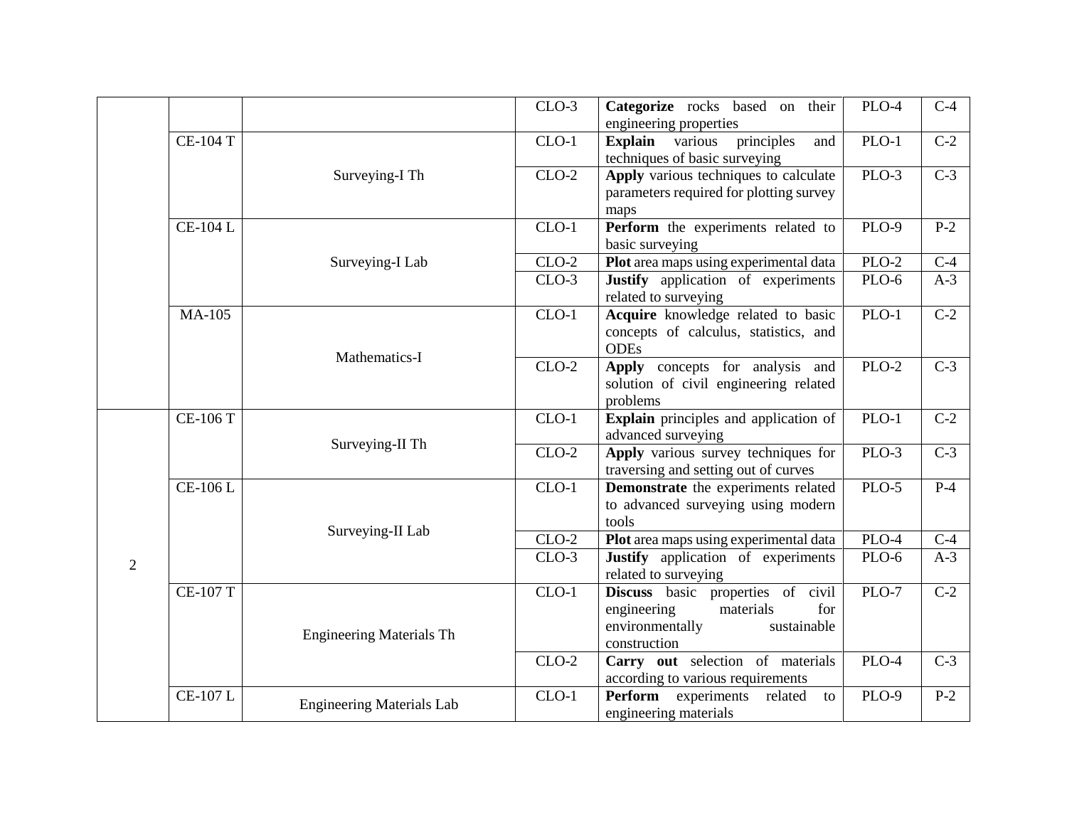|  |  |  | CLO-3 | **Categorize** rocks based on their engineering properties | PLO-4 | C-4 |
|---|---|---|---|---|---|---|
|  | CE-104 T | Surveying-I Th | CLO-1 | **Explain** various principles and techniques of basic surveying | PLO-1 | C-2 |
|  |  |  | CLO-2 | **Apply** various techniques to calculate parameters required for plotting survey maps | PLO-3 | C-3 |
|  | CE-104 L | Surveying-I Lab | CLO-1 | **Perform** the experiments related to basic surveying | PLO-9 | P-2 |
|  |  |  | CLO-2 | **Plot** area maps using experimental data | PLO-2 | C-4 |
|  |  |  | CLO-3 | **Justify** application of experiments related to surveying | PLO-6 | A-3 |
|  | MA-105 | Mathematics-I | CLO-1 | **Acquire** knowledge related to basic concepts of calculus, statistics, and ODEs | PLO-1 | C-2 |
|  |  |  | CLO-2 | **Apply** concepts for analysis and solution of civil engineering related problems | PLO-2 | C-3 |
| 2 | CE-106 T | Surveying-II Th | CLO-1 | **Explain** principles and application of advanced surveying | PLO-1 | C-2 |
|  |  |  | CLO-2 | **Apply** various survey techniques for traversing and setting out of curves | PLO-3 | C-3 |
|  | CE-106 L | Surveying-II Lab | CLO-1 | **Demonstrate** the experiments related to advanced surveying using modern tools | PLO-5 | P-4 |
|  |  |  | CLO-2 | **Plot** area maps using experimental data | PLO-4 | C-4 |
|  |  |  | CLO-3 | **Justify** application of experiments related to surveying | PLO-6 | A-3 |
|  | CE-107 T | Engineering Materials Th | CLO-1 | **Discuss** basic properties of civil engineering materials for environmentally sustainable construction | PLO-7 | C-2 |
|  |  |  | CLO-2 | **Carry out** selection of materials according to various requirements | PLO-4 | C-3 |
|  | CE-107 L | Engineering Materials Lab | CLO-1 | **Perform** experiments related to engineering materials | PLO-9 | P-2 |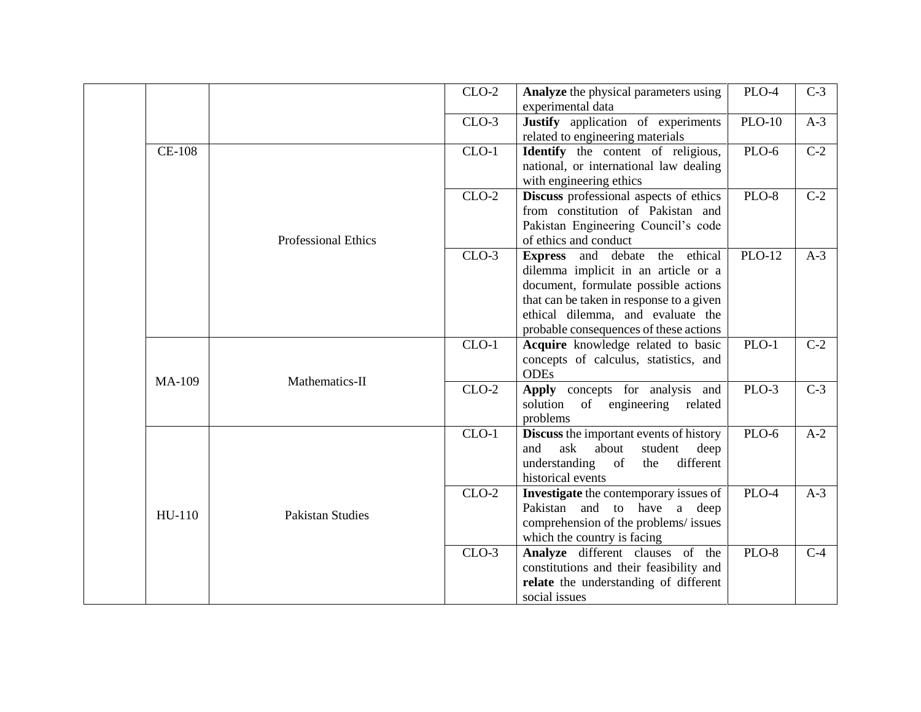| | | | | | | |
|---|---|---|---|---|---|---|
| | | | CLO-2 | **Analyze** the physical parameters using experimental data | PLO-4 | C-3 |
| | | | CLO-3 | **Justify** application of experiments related to engineering materials | PLO-10 | A-3 |
| | CE-108 | Professional Ethics | CLO-1 | **Identify** the content of religious, national, or international law dealing with engineering ethics | PLO-6 | C-2 |
| | | | CLO-2 | **Discuss** professional aspects of ethics from constitution of Pakistan and Pakistan Engineering Council's code of ethics and conduct | PLO-8 | C-2 |
| | | | CLO-3 | **Express** and debate the ethical dilemma implicit in an article or a document, formulate possible actions that can be taken in response to a given ethical dilemma, and evaluate the probable consequences of these actions | PLO-12 | A-3 |
| | MA-109 | Mathematics-II | CLO-1 | **Acquire** knowledge related to basic concepts of calculus, statistics, and ODEs | PLO-1 | C-2 |
| | | | CLO-2 | **Apply** concepts for analysis and solution of engineering related problems | PLO-3 | C-3 |
| | HU-110 | Pakistan Studies | CLO-1 | **Discuss** the important events of history and ask about student deep understanding of the different historical events | PLO-6 | A-2 |
| | | | CLO-2 | **Investigate** the contemporary issues of Pakistan and to have a deep comprehension of the problems/ issues which the country is facing | PLO-4 | A-3 |
| | | | CLO-3 | **Analyze** different clauses of the constitutions and their feasibility and **relate** the understanding of different social issues | PLO-8 | C-4 |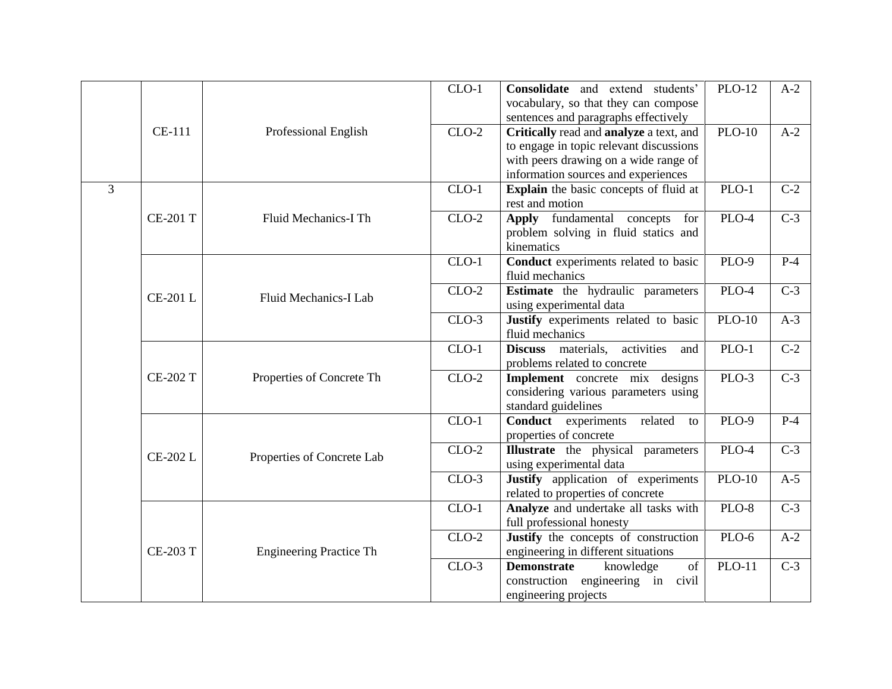| | | | | | | |
|---|---|---|---|---|---|---|
| | CE-111 | Professional English | CLO-1 | **Consolidate** and extend students' vocabulary, so that they can compose sentences and paragraphs effectively | PLO-12 | A-2 |
| | | | CLO-2 | **Critically** read and **analyze** a text, and to engage in topic relevant discussions with peers drawing on a wide range of information sources and experiences | PLO-10 | A-2 |
| 3 | CE-201 T | Fluid Mechanics-I Th | CLO-1 | **Explain** the basic concepts of fluid at rest and motion | PLO-1 | C-2 |
| | | | CLO-2 | **Apply** fundamental concepts for problem solving in fluid statics and kinematics | PLO-4 | C-3 |
| | CE-201 L | Fluid Mechanics-I Lab | CLO-1 | **Conduct** experiments related to basic fluid mechanics | PLO-9 | P-4 |
| | | | CLO-2 | **Estimate** the hydraulic parameters using experimental data | PLO-4 | C-3 |
| | | | CLO-3 | **Justify** experiments related to basic fluid mechanics | PLO-10 | A-3 |
| | CE-202 T | Properties of Concrete Th | CLO-1 | **Discuss** materials, activities and problems related to concrete | PLO-1 | C-2 |
| | | | CLO-2 | **Implement** concrete mix designs considering various parameters using standard guidelines | PLO-3 | C-3 |
| | CE-202 L | Properties of Concrete Lab | CLO-1 | **Conduct** experiments related to properties of concrete | PLO-9 | P-4 |
| | | | CLO-2 | **Illustrate** the physical parameters using experimental data | PLO-4 | C-3 |
| | | | CLO-3 | **Justify** application of experiments related to properties of concrete | PLO-10 | A-5 |
| | CE-203 T | Engineering Practice Th | CLO-1 | **Analyze** and undertake all tasks with full professional honesty | PLO-8 | C-3 |
| | | | CLO-2 | **Justify** the concepts of construction engineering in different situations | PLO-6 | A-2 |
| | | | CLO-3 | **Demonstrate** knowledge of construction engineering in civil engineering projects | PLO-11 | C-3 |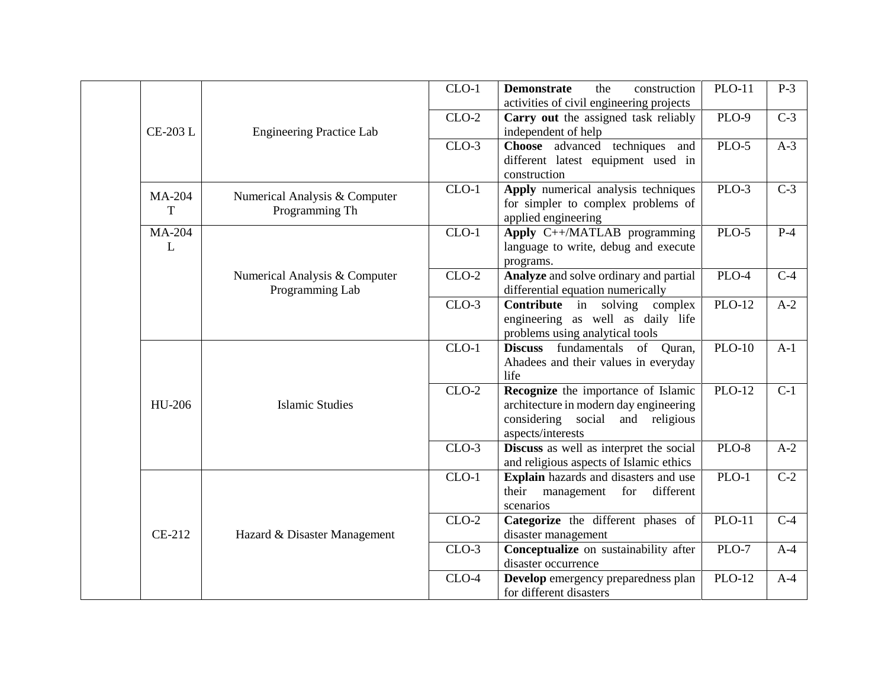| | | | | | | |
|---|---|---|---|---|---|---|
| | CE-203 L | Engineering Practice Lab | CLO-1 | **Demonstrate** the construction activities of civil engineering projects | PLO-11 | P-3 |
| | | | CLO-2 | **Carry out** the assigned task reliably independent of help | PLO-9 | C-3 |
| | | | CLO-3 | **Choose** advanced techniques and different latest equipment used in construction | PLO-5 | A-3 |
| | MA-204 T | Numerical Analysis & Computer Programming Th | CLO-1 | **Apply** numerical analysis techniques for simpler to complex problems of applied engineering | PLO-3 | C-3 |
| | MA-204 L | Numerical Analysis & Computer Programming Lab | CLO-1 | **Apply** C++/MATLAB programming language to write, debug and execute programs. | PLO-5 | P-4 |
| | | | CLO-2 | **Analyze** and solve ordinary and partial differential equation numerically | PLO-4 | C-4 |
| | | | CLO-3 | **Contribute** in solving complex engineering as well as daily life problems using analytical tools | PLO-12 | A-2 |
| | HU-206 | Islamic Studies | CLO-1 | **Discuss** fundamentals of Quran, Ahadees and their values in everyday life | PLO-10 | A-1 |
| | | | CLO-2 | **Recognize** the importance of Islamic architecture in modern day engineering considering social and religious aspects/interests | PLO-12 | C-1 |
| | | | CLO-3 | **Discuss** as well as interpret the social and religious aspects of Islamic ethics | PLO-8 | A-2 |
| | CE-212 | Hazard & Disaster Management | CLO-1 | **Explain** hazards and disasters and use their management for different scenarios | PLO-1 | C-2 |
| | | | CLO-2 | **Categorize** the different phases of disaster management | PLO-11 | C-4 |
| | | | CLO-3 | **Conceptualize** on sustainability after disaster occurrence | PLO-7 | A-4 |
| | | | CLO-4 | **Develop** emergency preparedness plan for different disasters | PLO-12 | A-4 |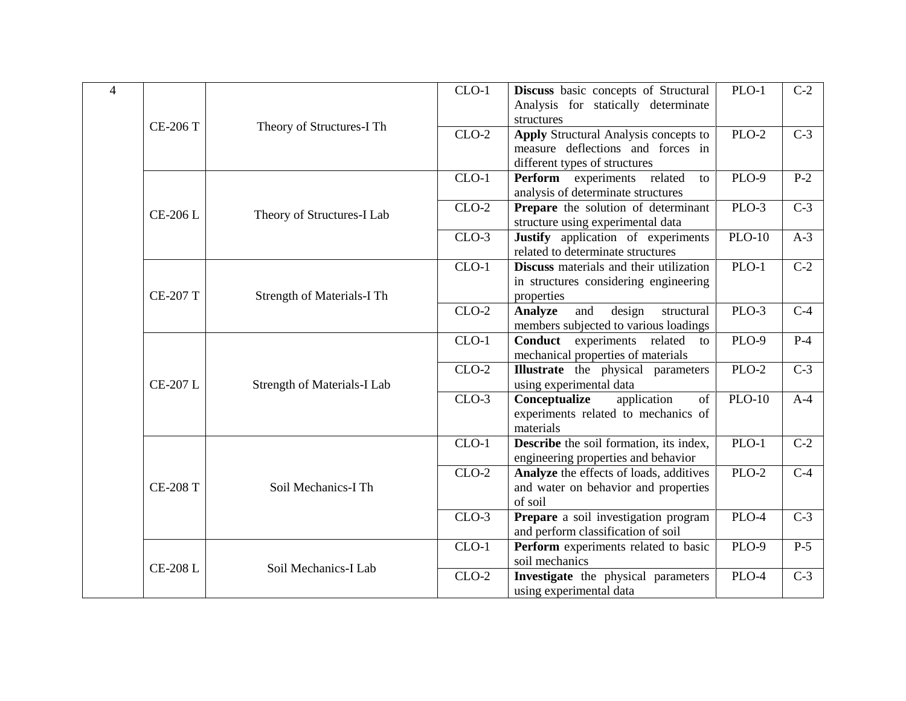| 4 | CE-206 T | Theory of Structures-I Th | CLO-1 | **Discuss** basic concepts of Structural Analysis for statically determinate structures | PLO-1 | C-2 |
|---|---|---|---|---|---|---|
| | | | CLO-2 | **Apply** Structural Analysis concepts to measure deflections and forces in different types of structures | PLO-2 | C-3 |
| | CE-206 L | Theory of Structures-I Lab | CLO-1 | **Perform** experiments related to analysis of determinate structures | PLO-9 | P-2 |
| | | | CLO-2 | **Prepare** the solution of determinant structure using experimental data | PLO-3 | C-3 |
| | | | CLO-3 | **Justify** application of experiments related to determinate structures | PLO-10 | A-3 |
| | CE-207 T | Strength of Materials-I Th | CLO-1 | **Discuss** materials and their utilization in structures considering engineering properties | PLO-1 | C-2 |
| | | | CLO-2 | **Analyze** and design structural members subjected to various loadings | PLO-3 | C-4 |
| | CE-207 L | Strength of Materials-I Lab | CLO-1 | **Conduct** experiments related to mechanical properties of materials | PLO-9 | P-4 |
| | | | CLO-2 | **Illustrate** the physical parameters using experimental data | PLO-2 | C-3 |
| | | | CLO-3 | **Conceptualize** application of experiments related to mechanics of materials | PLO-10 | A-4 |
| | CE-208 T | Soil Mechanics-I Th | CLO-1 | **Describe** the soil formation, its index, engineering properties and behavior | PLO-1 | C-2 |
| | | | CLO-2 | **Analyze** the effects of loads, additives and water on behavior and properties of soil | PLO-2 | C-4 |
| | | | CLO-3 | **Prepare** a soil investigation program and perform classification of soil | PLO-4 | C-3 |
| | CE-208 L | Soil Mechanics-I Lab | CLO-1 | **Perform** experiments related to basic soil mechanics | PLO-9 | P-5 |
| | | | CLO-2 | **Investigate** the physical parameters using experimental data | PLO-4 | C-3 |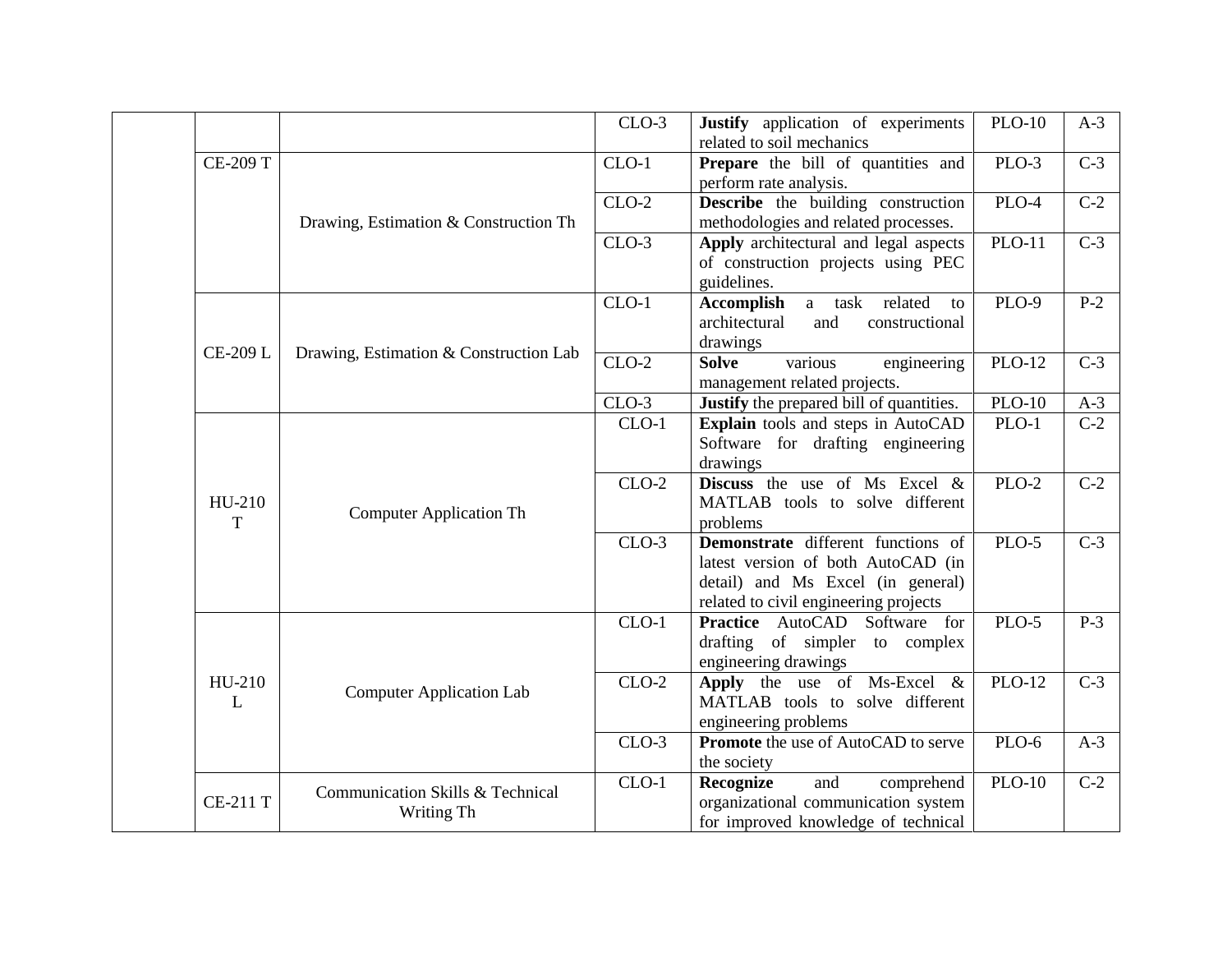| | | | | | | |
|---|---|---|---|---|---|---|
| | | | CLO-3 | **Justify** application of experiments related to soil mechanics | PLO-10 | A-3 |
| | CE-209 T | Drawing, Estimation & Construction Th | CLO-1 | **Prepare** the bill of quantities and perform rate analysis. | PLO-3 | C-3 |
| | | | CLO-2 | **Describe** the building construction methodologies and related processes. | PLO-4 | C-2 |
| | | | CLO-3 | **Apply** architectural and legal aspects of construction projects using PEC guidelines. | PLO-11 | C-3 |
| | CE-209 L | Drawing, Estimation & Construction Lab | CLO-1 | **Accomplish** a task related to architectural and constructional drawings | PLO-9 | P-2 |
| | | | CLO-2 | **Solve** various engineering management related projects. | PLO-12 | C-3 |
| | | | CLO-3 | **Justify** the prepared bill of quantities. | PLO-10 | A-3 |
| | HU-210 T | Computer Application Th | CLO-1 | **Explain** tools and steps in AutoCAD Software for drafting engineering drawings | PLO-1 | C-2 |
| | | | CLO-2 | **Discuss** the use of Ms Excel & MATLAB tools to solve different problems | PLO-2 | C-2 |
| | | | CLO-3 | **Demonstrate** different functions of latest version of both AutoCAD (in detail) and Ms Excel (in general) related to civil engineering projects | PLO-5 | C-3 |
| | HU-210 L | Computer Application Lab | CLO-1 | **Practice** AutoCAD Software for drafting of simpler to complex engineering drawings | PLO-5 | P-3 |
| | | | CLO-2 | **Apply** the use of Ms-Excel & MATLAB tools to solve different engineering problems | PLO-12 | C-3 |
| | | | CLO-3 | **Promote** the use of AutoCAD to serve the society | PLO-6 | A-3 |
| | CE-211 T | Communication Skills & Technical Writing Th | CLO-1 | **Recognize** and comprehend organizational communication system for improved knowledge of technical | PLO-10 | C-2 |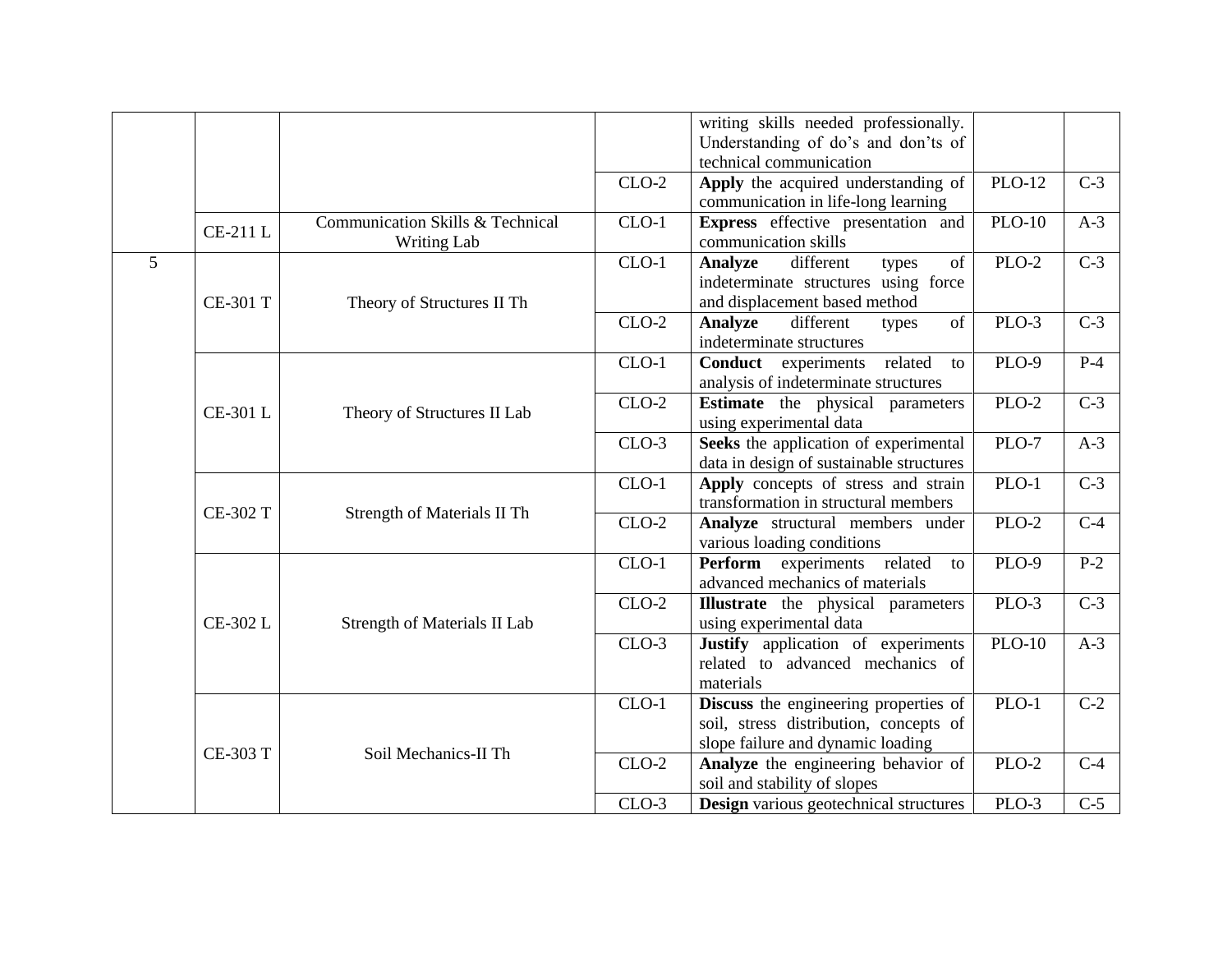|  |  |  |  | writing skills needed professionally. Understanding of do's and don'ts of technical communication |  |  |
|---|---|---|---|---|---|---|
|  |  |  | CLO-2 | **Apply** the acquired understanding of communication in life-long learning | PLO-12 | C-3 |
|  | CE-211 L | Communication Skills & Technical Writing Lab | CLO-1 | **Express** effective presentation and communication skills | PLO-10 | A-3 |
| 5 | CE-301 T | Theory of Structures II Th | CLO-1 | **Analyze** different types of indeterminate structures using force and displacement based method | PLO-2 | C-3 |
|  |  |  | CLO-2 | **Analyze** different types of indeterminate structures | PLO-3 | C-3 |
|  | CE-301 L | Theory of Structures II Lab | CLO-1 | **Conduct** experiments related to analysis of indeterminate structures | PLO-9 | P-4 |
|  |  |  | CLO-2 | **Estimate** the physical parameters using experimental data | PLO-2 | C-3 |
|  |  |  | CLO-3 | **Seeks** the application of experimental data in design of sustainable structures | PLO-7 | A-3 |
|  | CE-302 T | Strength of Materials II Th | CLO-1 | **Apply** concepts of stress and strain transformation in structural members | PLO-1 | C-3 |
|  |  |  | CLO-2 | **Analyze** structural members under various loading conditions | PLO-2 | C-4 |
|  | CE-302 L | Strength of Materials II Lab | CLO-1 | **Perform** experiments related to advanced mechanics of materials | PLO-9 | P-2 |
|  |  |  | CLO-2 | **Illustrate** the physical parameters using experimental data | PLO-3 | C-3 |
|  |  |  | CLO-3 | **Justify** application of experiments related to advanced mechanics of materials | PLO-10 | A-3 |
|  | CE-303 T | Soil Mechanics-II Th | CLO-1 | **Discuss** the engineering properties of soil, stress distribution, concepts of slope failure and dynamic loading | PLO-1 | C-2 |
|  |  |  | CLO-2 | **Analyze** the engineering behavior of soil and stability of slopes | PLO-2 | C-4 |
|  |  |  | CLO-3 | **Design** various geotechnical structures | PLO-3 | C-5 |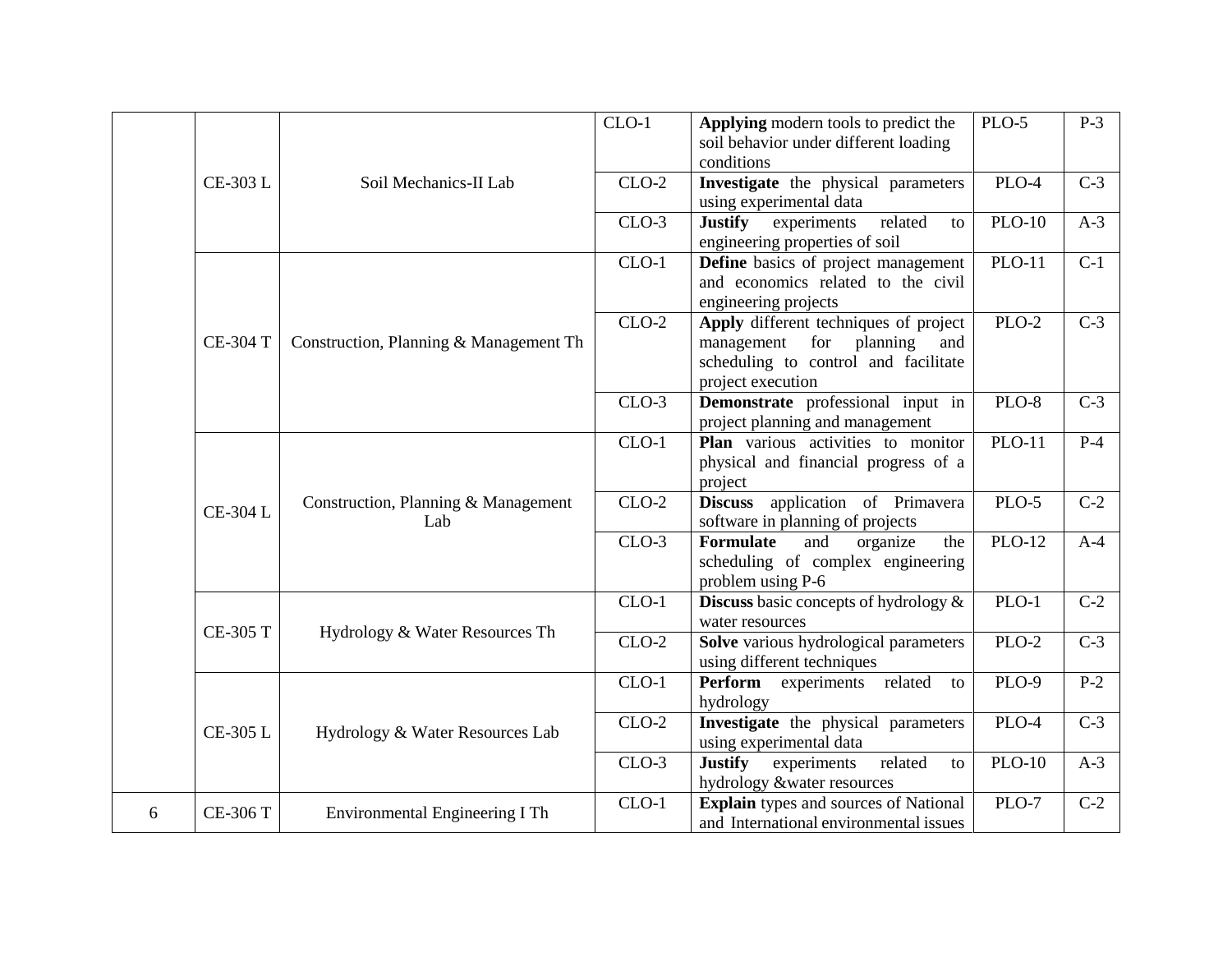| | | | | | | |
|---|---|---|---|---|---|---|
| | CE-303 L | Soil Mechanics-II Lab | CLO-1 | **Applying** modern tools to predict the soil behavior under different loading conditions | PLO-5 | P-3 |
| | | | CLO-2 | **Investigate** the physical parameters using experimental data | PLO-4 | C-3 |
| | | | CLO-3 | **Justify** experiments related to engineering properties of soil | PLO-10 | A-3 |
| | CE-304 T | Construction, Planning & Management Th | CLO-1 | **Define** basics of project management and economics related to the civil engineering projects | PLO-11 | C-1 |
| | | | CLO-2 | **Apply** different techniques of project management for planning and scheduling to control and facilitate project execution | PLO-2 | C-3 |
| | | | CLO-3 | **Demonstrate** professional input in project planning and management | PLO-8 | C-3 |
| | CE-304 L | Construction, Planning & Management Lab | CLO-1 | **Plan** various activities to monitor physical and financial progress of a project | PLO-11 | P-4 |
| | | | CLO-2 | **Discuss** application of Primavera software in planning of projects | PLO-5 | C-2 |
| | | | CLO-3 | **Formulate** and organize the scheduling of complex engineering problem using P-6 | PLO-12 | A-4 |
| | CE-305 T | Hydrology & Water Resources Th | CLO-1 | **Discuss** basic concepts of hydrology & water resources | PLO-1 | C-2 |
| | | | CLO-2 | **Solve** various hydrological parameters using different techniques | PLO-2 | C-3 |
| | CE-305 L | Hydrology & Water Resources Lab | CLO-1 | **Perform** experiments related to hydrology | PLO-9 | P-2 |
| | | | CLO-2 | **Investigate** the physical parameters using experimental data | PLO-4 | C-3 |
| | | | CLO-3 | **Justify** experiments related to hydrology &water resources | PLO-10 | A-3 |
| 6 | CE-306 T | Environmental Engineering I Th | CLO-1 | **Explain** types and sources of National and International environmental issues | PLO-7 | C-2 |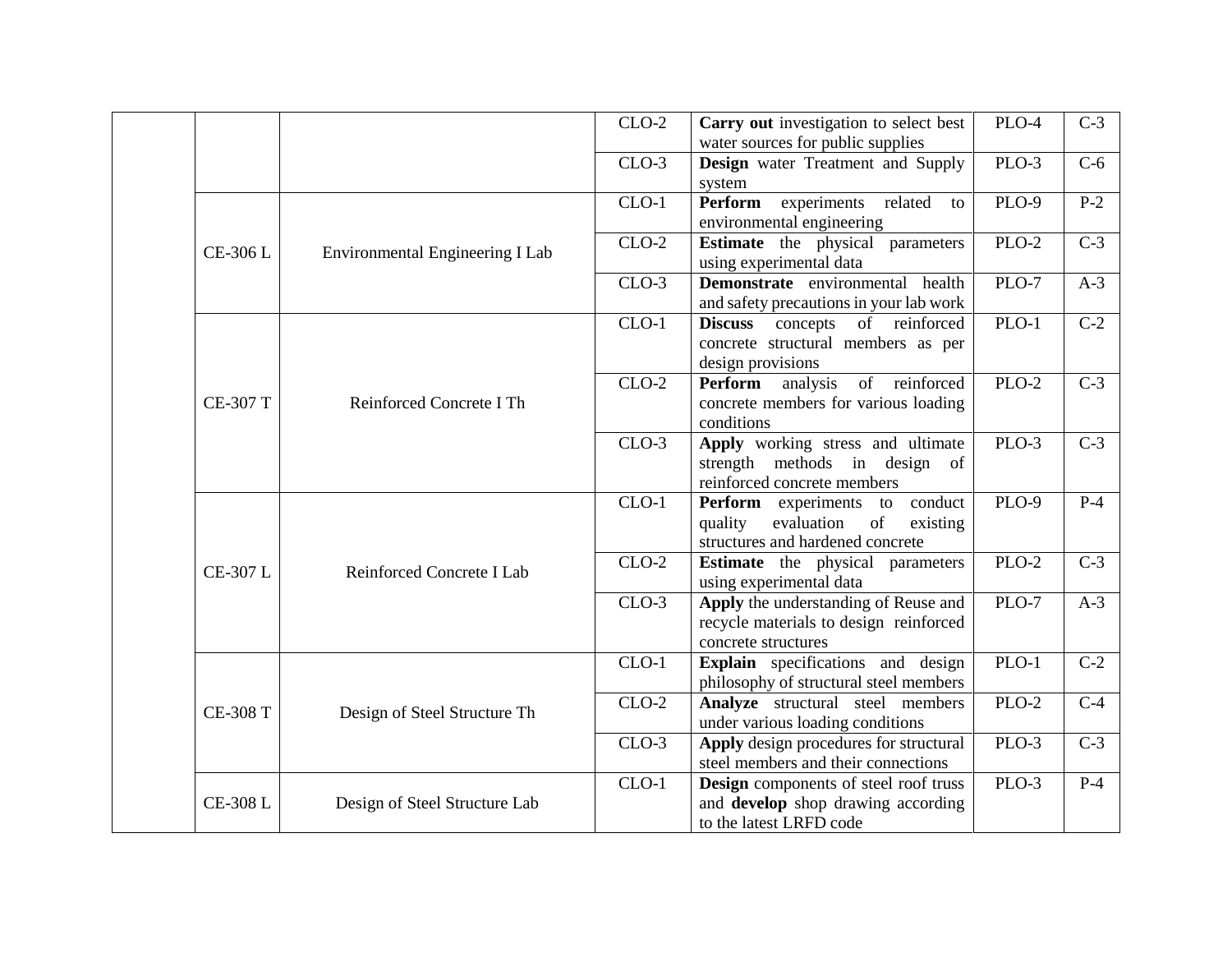| | | | | | | |
|---|---|---|---|---|---|---|
| | | | CLO-2 | **Carry out** investigation to select best water sources for public supplies | PLO-4 | C-3 |
| | | | CLO-3 | **Design** water Treatment and Supply system | PLO-3 | C-6 |
| | CE-306 L | Environmental Engineering I Lab | CLO-1 | **Perform** experiments related to environmental engineering | PLO-9 | P-2 |
| | | | CLO-2 | **Estimate** the physical parameters using experimental data | PLO-2 | C-3 |
| | | | CLO-3 | **Demonstrate** environmental health and safety precautions in your lab work | PLO-7 | A-3 |
| | CE-307 T | Reinforced Concrete I Th | CLO-1 | **Discuss** concepts of reinforced concrete structural members as per design provisions | PLO-1 | C-2 |
| | | | CLO-2 | **Perform** analysis of reinforced concrete members for various loading conditions | PLO-2 | C-3 |
| | | | CLO-3 | **Apply** working stress and ultimate strength methods in design of reinforced concrete members | PLO-3 | C-3 |
| | CE-307 L | Reinforced Concrete I Lab | CLO-1 | **Perform** experiments to conduct quality evaluation of existing structures and hardened concrete | PLO-9 | P-4 |
| | | | CLO-2 | **Estimate** the physical parameters using experimental data | PLO-2 | C-3 |
| | | | CLO-3 | **Apply** the understanding of Reuse and recycle materials to design reinforced concrete structures | PLO-7 | A-3 |
| | CE-308 T | Design of Steel Structure Th | CLO-1 | **Explain** specifications and design philosophy of structural steel members | PLO-1 | C-2 |
| | | | CLO-2 | **Analyze** structural steel members under various loading conditions | PLO-2 | C-4 |
| | | | CLO-3 | **Apply** design procedures for structural steel members and their connections | PLO-3 | C-3 |
| | CE-308 L | Design of Steel Structure Lab | CLO-1 | **Design** components of steel roof truss and **develop** shop drawing according to the latest LRFD code | PLO-3 | P-4 |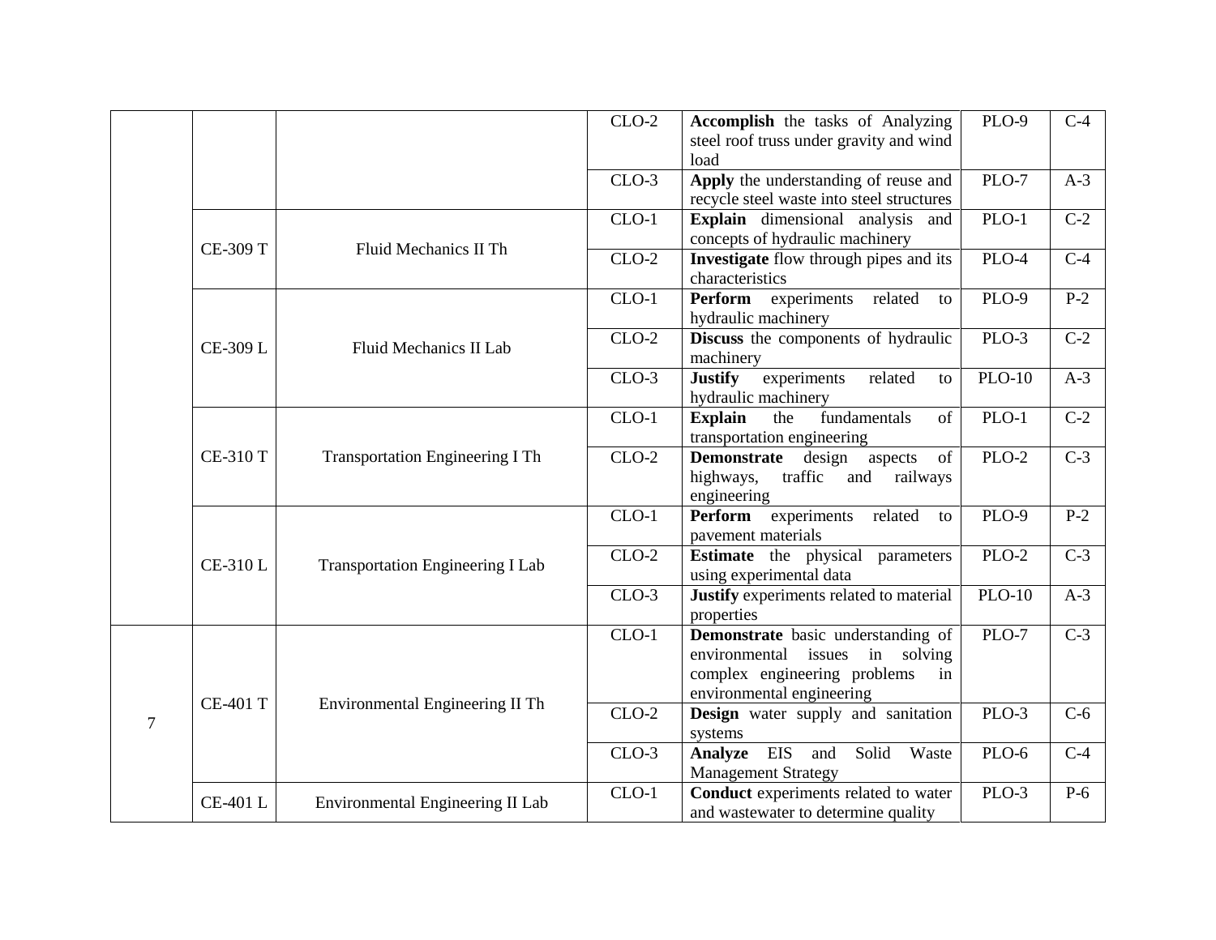| | | | | | | |
|---|---|---|---|---|---|---|
| | | | CLO-2 | **Accomplish** the tasks of Analyzing steel roof truss under gravity and wind load | PLO-9 | C-4 |
| | | | CLO-3 | **Apply** the understanding of reuse and recycle steel waste into steel structures | PLO-7 | A-3 |
| | CE-309 T | Fluid Mechanics II Th | CLO-1 | **Explain** dimensional analysis and concepts of hydraulic machinery | PLO-1 | C-2 |
| | | | CLO-2 | **Investigate** flow through pipes and its characteristics | PLO-4 | C-4 |
| | CE-309 L | Fluid Mechanics II Lab | CLO-1 | **Perform** experiments related to hydraulic machinery | PLO-9 | P-2 |
| | | | CLO-2 | **Discuss** the components of hydraulic machinery | PLO-3 | C-2 |
| | | | CLO-3 | **Justify** experiments related to hydraulic machinery | PLO-10 | A-3 |
| | CE-310 T | Transportation Engineering I Th | CLO-1 | **Explain** the fundamentals of transportation engineering | PLO-1 | C-2 |
| | | | CLO-2 | **Demonstrate** design aspects of highways, traffic and railways engineering | PLO-2 | C-3 |
| | CE-310 L | Transportation Engineering I Lab | CLO-1 | **Perform** experiments related to pavement materials | PLO-9 | P-2 |
| | | | CLO-2 | **Estimate** the physical parameters using experimental data | PLO-2 | C-3 |
| | | | CLO-3 | **Justify** experiments related to material properties | PLO-10 | A-3 |
| 7 | CE-401 T | Environmental Engineering II Th | CLO-1 | **Demonstrate** basic understanding of environmental issues in solving complex engineering problems in environmental engineering | PLO-7 | C-3 |
| | | | CLO-2 | **Design** water supply and sanitation systems | PLO-3 | C-6 |
| | | | CLO-3 | **Analyze** EIS and Solid Waste Management Strategy | PLO-6 | C-4 |
| | CE-401 L | Environmental Engineering II Lab | CLO-1 | **Conduct** experiments related to water and wastewater to determine quality | PLO-3 | P-6 |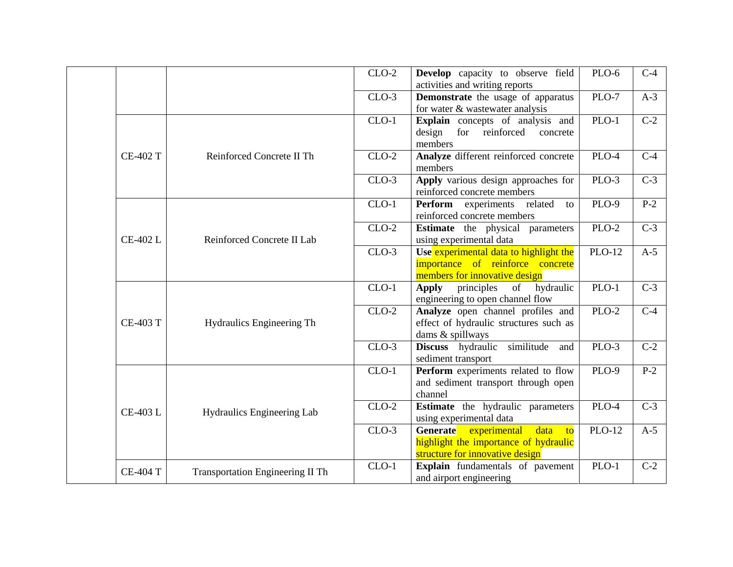| | | | | | | |
|---|---|---|---|---|---|---|
| | | | CLO-2 | **Develop** capacity to observe field activities and writing reports | PLO-6 | C-4 |
| | | | CLO-3 | **Demonstrate** the usage of apparatus for water & wastewater analysis | PLO-7 | A-3 |
| | CE-402 T | Reinforced Concrete II Th | CLO-1 | **Explain** concepts of analysis and design for reinforced concrete members | PLO-1 | C-2 |
| | | | CLO-2 | **Analyze** different reinforced concrete members | PLO-4 | C-4 |
| | | | CLO-3 | **Apply** various design approaches for reinforced concrete members | PLO-3 | C-3 |
| | CE-402 L | Reinforced Concrete II Lab | CLO-1 | **Perform** experiments related to reinforced concrete members | PLO-9 | P-2 |
| | | | CLO-2 | **Estimate** the physical parameters using experimental data | PLO-2 | C-3 |
| | | | CLO-3 | **Use** experimental data to highlight the importance of reinforce concrete members for innovative design | PLO-12 | A-5 |
| | CE-403 T | Hydraulics Engineering Th | CLO-1 | **Apply** principles of hydraulic engineering to open channel flow | PLO-1 | C-3 |
| | | | CLO-2 | **Analyze** open channel profiles and effect of hydraulic structures such as dams & spillways | PLO-2 | C-4 |
| | | | CLO-3 | **Discuss** hydraulic similitude and sediment transport | PLO-3 | C-2 |
| | CE-403 L | Hydraulics Engineering Lab | CLO-1 | **Perform** experiments related to flow and sediment transport through open channel | PLO-9 | P-2 |
| | | | CLO-2 | **Estimate** the hydraulic parameters using experimental data | PLO-4 | C-3 |
| | | | CLO-3 | **Generate** experimental data to highlight the importance of hydraulic structure for innovative design | PLO-12 | A-5 |
| | CE-404 T | Transportation Engineering II Th | CLO-1 | **Explain** fundamentals of pavement and airport engineering | PLO-1 | C-2 |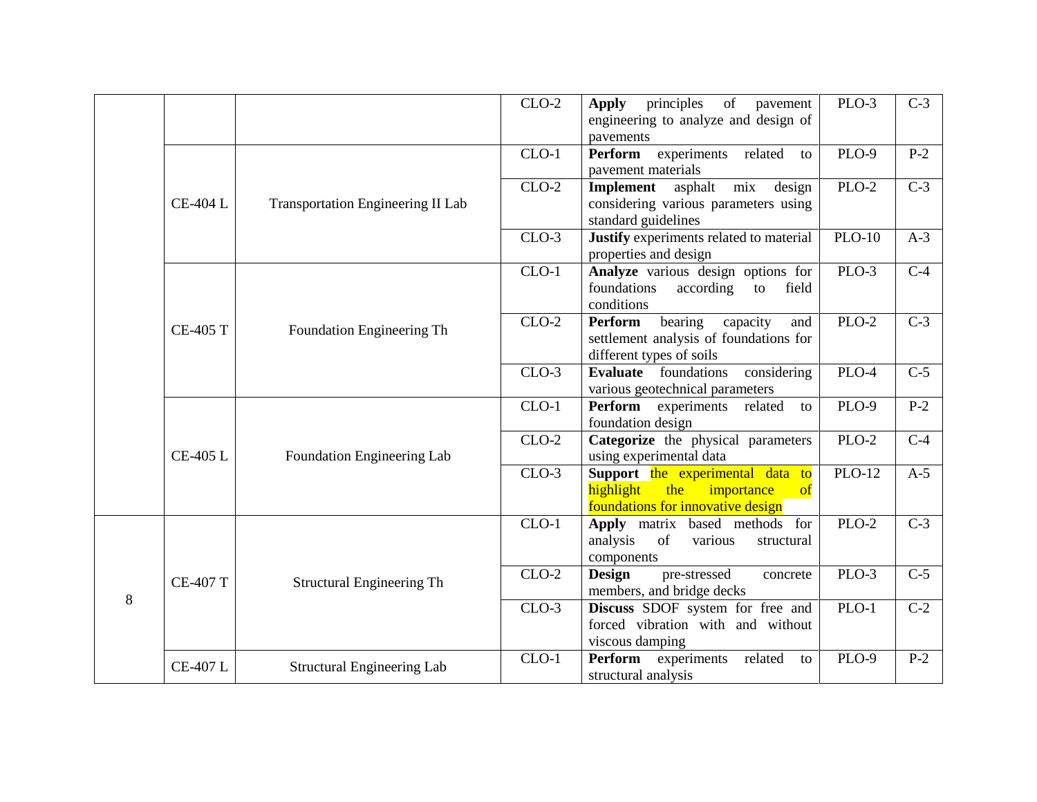| | | | | | | |
|---|---|---|---|---|---|---|
| | | | CLO-2 | **Apply** principles of pavement engineering to analyze and design of pavements | PLO-3 | C-3 |
| | CE-404 L | Transportation Engineering II Lab | CLO-1 | **Perform** experiments related to pavement materials | PLO-9 | P-2 |
| | | | CLO-2 | **Implement** asphalt mix design considering various parameters using standard guidelines | PLO-2 | C-3 |
| | | | CLO-3 | **Justify** experiments related to material properties and design | PLO-10 | A-3 |
| | CE-405 T | Foundation Engineering Th | CLO-1 | **Analyze** various design options for foundations according to field conditions | PLO-3 | C-4 |
| | | | CLO-2 | **Perform** bearing capacity and settlement analysis of foundations for different types of soils | PLO-2 | C-3 |
| | | | CLO-3 | **Evaluate** foundations considering various geotechnical parameters | PLO-4 | C-5 |
| | CE-405 L | Foundation Engineering Lab | CLO-1 | **Perform** experiments related to foundation design | PLO-9 | P-2 |
| | | | CLO-2 | **Categorize** the physical parameters using experimental data | PLO-2 | C-4 |
| | | | CLO-3 | **Support** the experimental data to highlight the importance of foundations for innovative design | PLO-12 | A-5 |
| 8 | CE-407 T | Structural Engineering Th | CLO-1 | **Apply** matrix based methods for analysis of various structural components | PLO-2 | C-3 |
| | | | CLO-2 | **Design** pre-stressed concrete members, and bridge decks | PLO-3 | C-5 |
| | | | CLO-3 | **Discuss** SDOF system for free and forced vibration with and without viscous damping | PLO-1 | C-2 |
| | CE-407 L | Structural Engineering Lab | CLO-1 | **Perform** experiments related to structural analysis | PLO-9 | P-2 |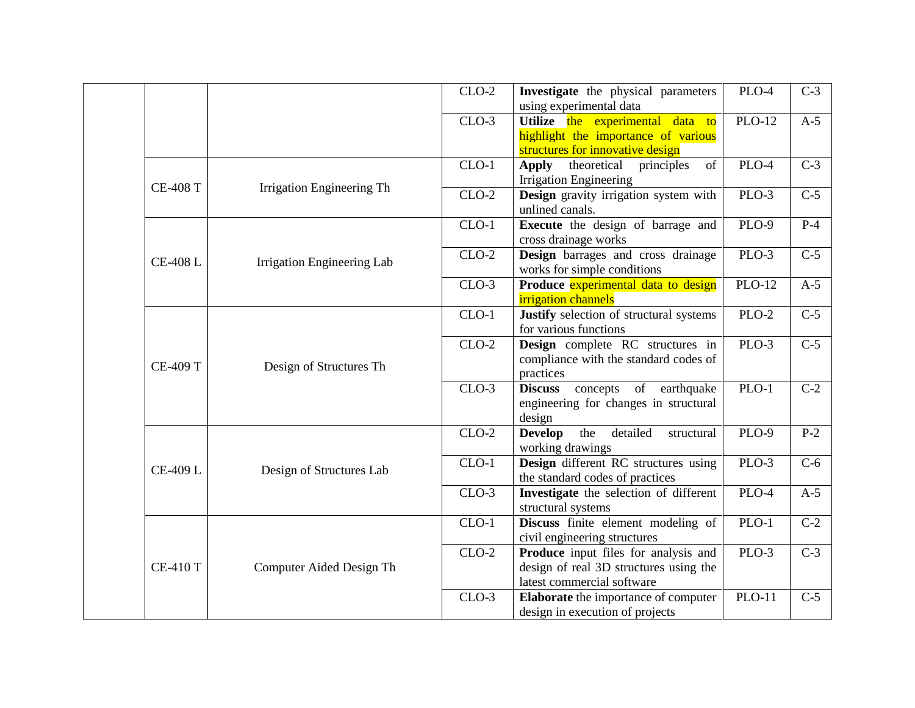|  |  |  | CLO | Description | PLO | Level |
|---|---|---|---|---|---|---|
|  |  |  | CLO-2 | **Investigate** the physical parameters using experimental data | PLO-4 | C-3 |
|  |  |  | CLO-3 | **Utilize** the experimental data to highlight the importance of various structures for innovative design | PLO-12 | A-5 |
|  | CE-408 T | Irrigation Engineering Th | CLO-1 | **Apply** theoretical principles of Irrigation Engineering | PLO-4 | C-3 |
|  |  |  | CLO-2 | **Design** gravity irrigation system with unlined canals. | PLO-3 | C-5 |
|  | CE-408 L | Irrigation Engineering Lab | CLO-1 | **Execute** the design of barrage and cross drainage works | PLO-9 | P-4 |
|  |  |  | CLO-2 | **Design** barrages and cross drainage works for simple conditions | PLO-3 | C-5 |
|  |  |  | CLO-3 | **Produce** experimental data to design irrigation channels | PLO-12 | A-5 |
|  | CE-409 T | Design of Structures Th | CLO-1 | **Justify** selection of structural systems for various functions | PLO-2 | C-5 |
|  |  |  | CLO-2 | **Design** complete RC structures in compliance with the standard codes of practices | PLO-3 | C-5 |
|  |  |  | CLO-3 | **Discuss** concepts of earthquake engineering for changes in structural design | PLO-1 | C-2 |
|  | CE-409 L | Design of Structures Lab | CLO-2 | **Develop** the detailed structural working drawings | PLO-9 | P-2 |
|  |  |  | CLO-1 | **Design** different RC structures using the standard codes of practices | PLO-3 | C-6 |
|  |  |  | CLO-3 | **Investigate** the selection of different structural systems | PLO-4 | A-5 |
|  | CE-410 T | Computer Aided Design Th | CLO-1 | **Discuss** finite element modeling of civil engineering structures | PLO-1 | C-2 |
|  |  |  | CLO-2 | **Produce** input files for analysis and design of real 3D structures using the latest commercial software | PLO-3 | C-3 |
|  |  |  | CLO-3 | **Elaborate** the importance of computer design in execution of projects | PLO-11 | C-5 |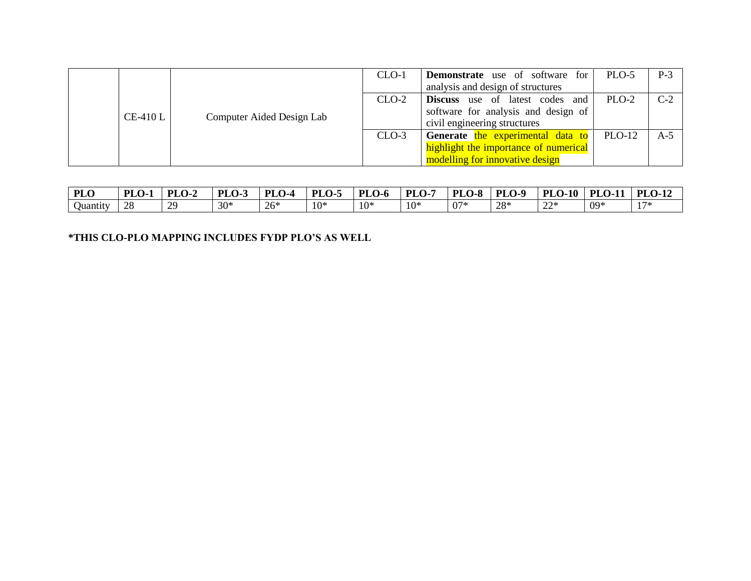| | | | | | | |
|---|---|---|---|---|---|---|
| | CE-410 L | Computer Aided Design Lab | CLO-1 | **Demonstrate** use of software for analysis and design of structures | PLO-5 | P-3 |
| | | | CLO-2 | **Discuss** use of latest codes and software for analysis and design of civil engineering structures | PLO-2 | C-2 |
| | | | CLO-3 | **Generate** the experimental data to highlight the importance of numerical modelling for innovative design | PLO-12 | A-5 |

| **PLO** | **PLO-1** | **PLO-2** | **PLO-3** | **PLO-4** | **PLO-5** | **PLO-6** | **PLO-7** | **PLO-8** | **PLO-9** | **PLO-10** | **PLO-11** | **PLO-12** |
|---|---|---|---|---|---|---|---|---|---|---|---|---|
| Quantity | 28 | 29 | 30* | 26* | 10* | 10* | 10* | 07* | 28* | 22* | 09* | 17* |

**\*THIS CLO-PLO MAPPING INCLUDES FYDP PLO'S AS WELL**